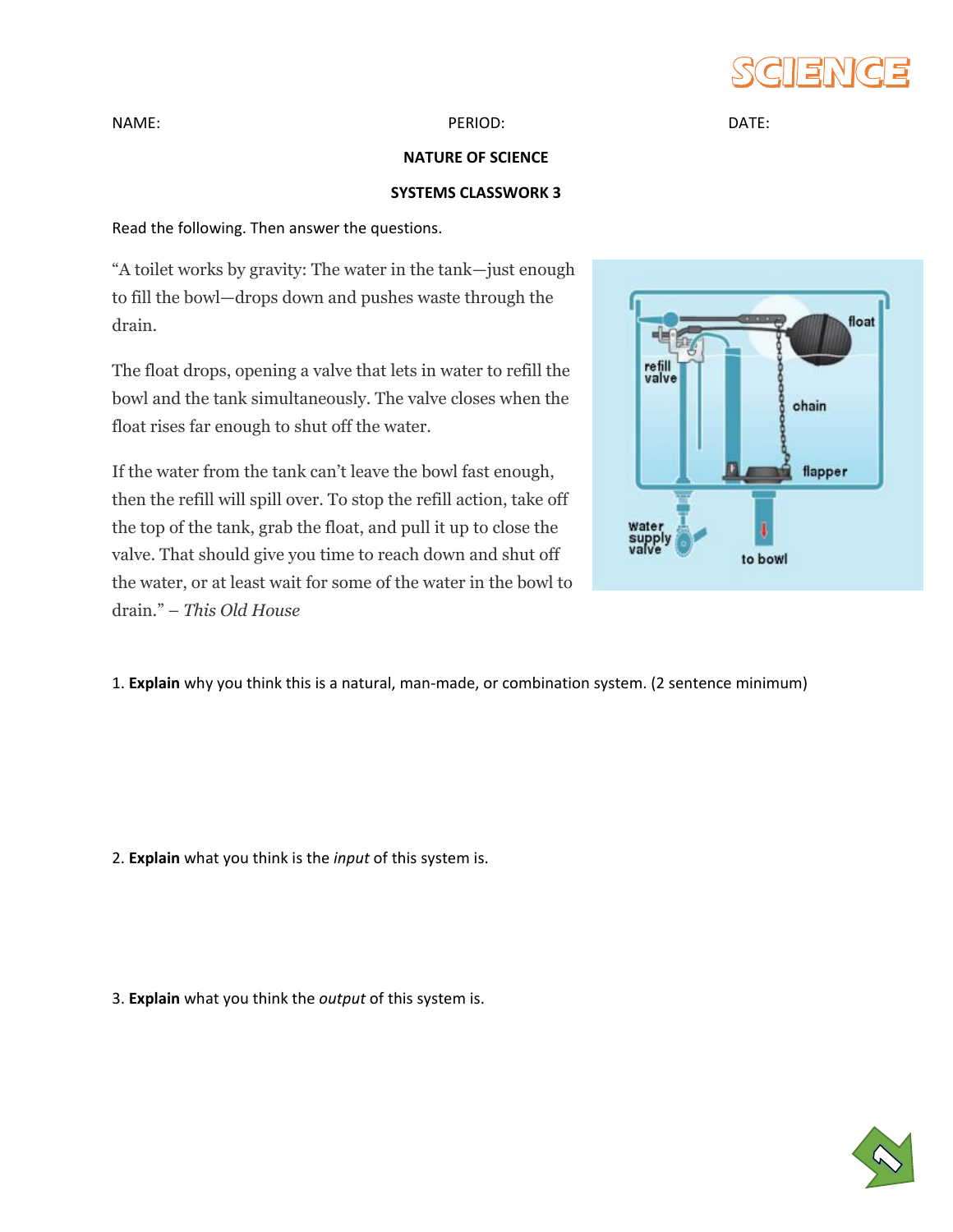NAME: PERIOD: DATE:

**NATURE OF SCIENCE**

**SYSTEMS CLASSWORK 3**

Read the following. Then answer the questions.

"A toilet works by gravity: The water in the tank—just enough to fill the bowl—drops down and pushes waste through the drain.

The float drops, opening a valve that lets in water to refill the bowl and the tank simultaneously. The valve closes when the float rises far enough to shut off the water.

If the water from the tank can't leave the bowl fast enough, then the refill will spill over. To stop the refill action, take off the top of the tank, grab the float, and pull it up to close the valve. That should give you time to reach down and shut off the water, or at least wait for some of the water in the bowl to drain." – *This Old House*

1. **Explain** why you think this is a natural, man-made, or combination system. (2 sentence minimum)

2. **Explain** what you think is the *input* of this system is.

3. **Explain** what you think the *output* of this system is.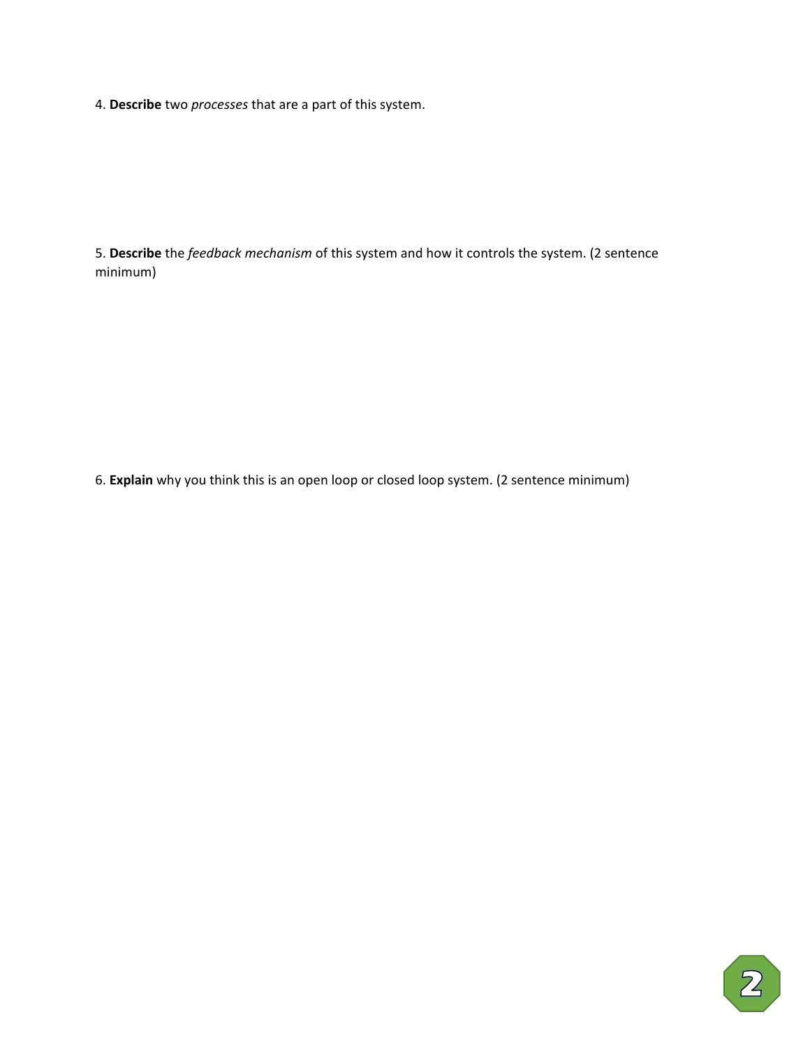4. **Describe** two *processes* that are a part of this system.

5. **Describe** the *feedback mechanism* of this system and how it controls the system. (2 sentence minimum)

6. **Explain** why you think this is an open loop or closed loop system. (2 sentence minimum)